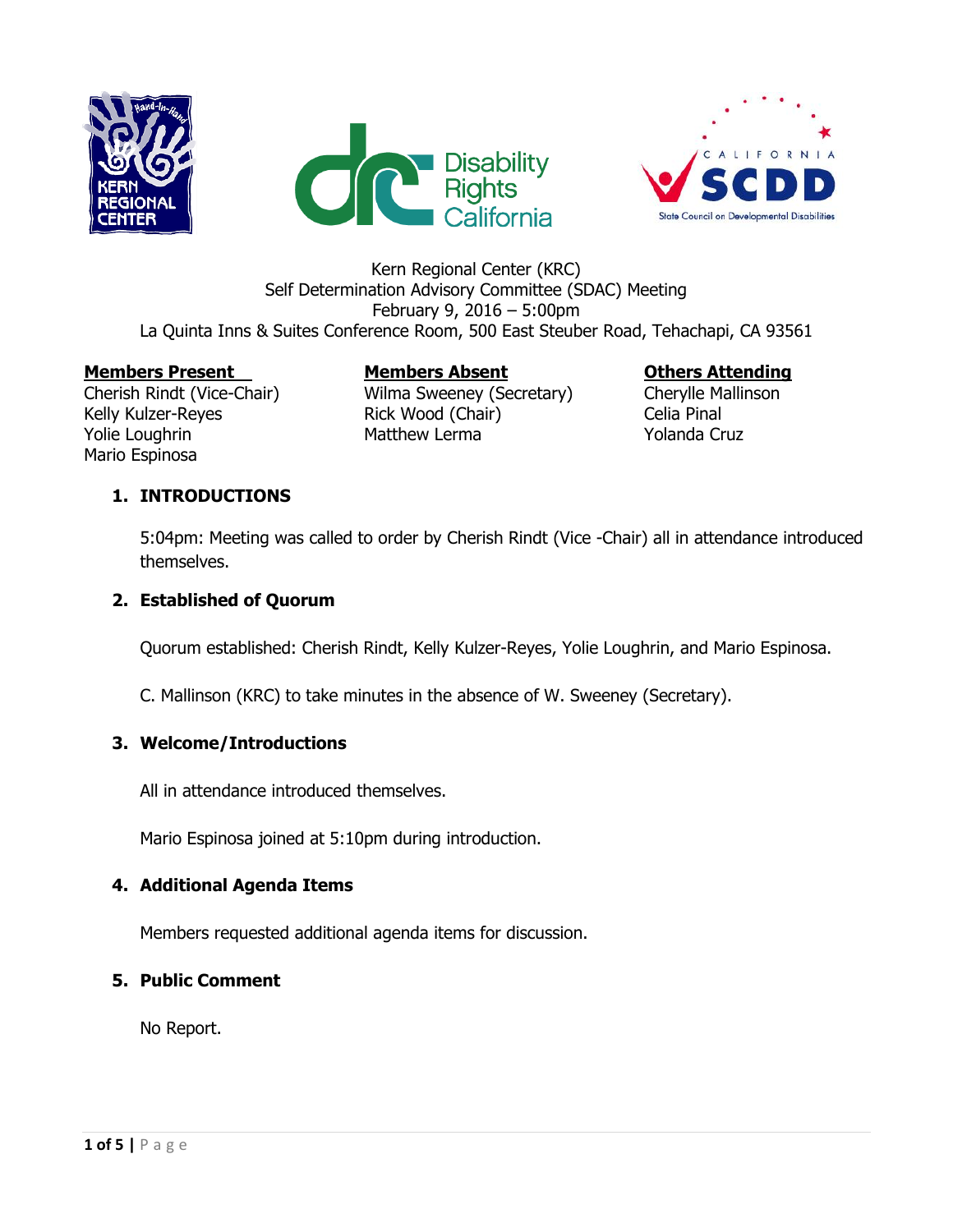Kern Regional Center (KRC)
Self Determination Advisory Committee (SDAC) Meeting
February 9, 2016 – 5:00pm
La Quinta Inns & Suites Conference Room, 500 East Steuber Road, Tehachapi, CA 93561

| **Members Present** | **Members Absent** | **Others Attending** |
|---|---|---|
| Cherish Rindt (Vice-Chair) | Wilma Sweeney (Secretary) | Cherylle Mallinson |
| Kelly Kulzer-Reyes | Rick Wood (Chair) | Celia Pinal |
| Yolie Loughrin | Matthew Lerma | Yolanda Cruz |
| Mario Espinosa | | |

## 1. INTRODUCTIONS

5:04pm: Meeting was called to order by Cherish Rindt (Vice -Chair) all in attendance introduced themselves.

## 2. Established of Quorum

Quorum established: Cherish Rindt, Kelly Kulzer-Reyes, Yolie Loughrin, and Mario Espinosa.

C. Mallinson (KRC) to take minutes in the absence of W. Sweeney (Secretary).

## 3. Welcome/Introductions

All in attendance introduced themselves.

Mario Espinosa joined at 5:10pm during introduction.

## 4. Additional Agenda Items

Members requested additional agenda items for discussion.

## 5. Public Comment

No Report.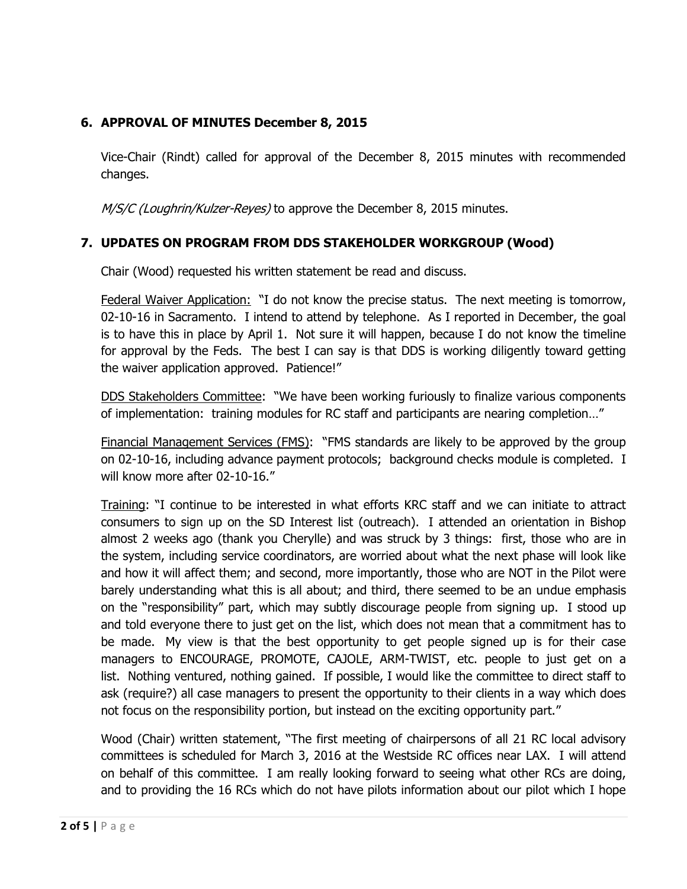## 6. APPROVAL OF MINUTES December 8, 2015

Vice-Chair (Rindt) called for approval of the December 8, 2015 minutes with recommended changes.

*M/S/C (Loughrin/Kulzer-Reyes)* to approve the December 8, 2015 minutes.

## 7. UPDATES ON PROGRAM FROM DDS STAKEHOLDER WORKGROUP (Wood)

Chair (Wood) requested his written statement be read and discuss.

Federal Waiver Application: "I do not know the precise status. The next meeting is tomorrow, 02-10-16 in Sacramento. I intend to attend by telephone. As I reported in December, the goal is to have this in place by April 1. Not sure it will happen, because I do not know the timeline for approval by the Feds. The best I can say is that DDS is working diligently toward getting the waiver application approved. Patience!"

DDS Stakeholders Committee: "We have been working furiously to finalize various components of implementation: training modules for RC staff and participants are nearing completion…"

Financial Management Services (FMS): "FMS standards are likely to be approved by the group on 02-10-16, including advance payment protocols; background checks module is completed. I will know more after 02-10-16."

Training: "I continue to be interested in what efforts KRC staff and we can initiate to attract consumers to sign up on the SD Interest list (outreach). I attended an orientation in Bishop almost 2 weeks ago (thank you Cherylle) and was struck by 3 things: first, those who are in the system, including service coordinators, are worried about what the next phase will look like and how it will affect them; and second, more importantly, those who are NOT in the Pilot were barely understanding what this is all about; and third, there seemed to be an undue emphasis on the "responsibility" part, which may subtly discourage people from signing up. I stood up and told everyone there to just get on the list, which does not mean that a commitment has to be made. My view is that the best opportunity to get people signed up is for their case managers to ENCOURAGE, PROMOTE, CAJOLE, ARM-TWIST, etc. people to just get on a list. Nothing ventured, nothing gained. If possible, I would like the committee to direct staff to ask (require?) all case managers to present the opportunity to their clients in a way which does not focus on the responsibility portion, but instead on the exciting opportunity part."

Wood (Chair) written statement, "The first meeting of chairpersons of all 21 RC local advisory committees is scheduled for March 3, 2016 at the Westside RC offices near LAX. I will attend on behalf of this committee. I am really looking forward to seeing what other RCs are doing, and to providing the 16 RCs which do not have pilots information about our pilot which I hope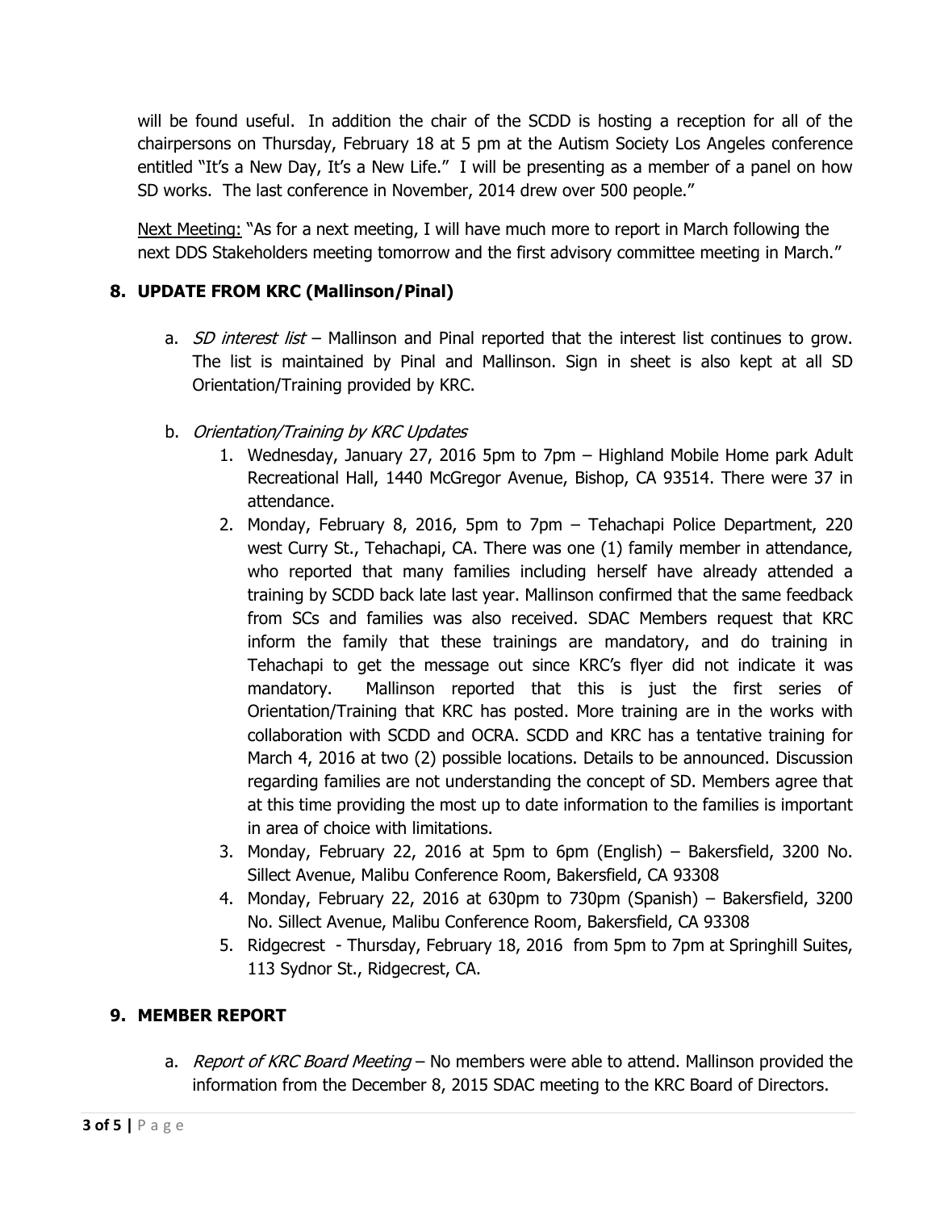will be found useful. In addition the chair of the SCDD is hosting a reception for all of the chairpersons on Thursday, February 18 at 5 pm at the Autism Society Los Angeles conference entitled "It's a New Day, It's a New Life." I will be presenting as a member of a panel on how SD works. The last conference in November, 2014 drew over 500 people."

Next Meeting: "As for a next meeting, I will have much more to report in March following the next DDS Stakeholders meeting tomorrow and the first advisory committee meeting in March."

## 8. UPDATE FROM KRC (Mallinson/Pinal)

a. *SD interest list* – Mallinson and Pinal reported that the interest list continues to grow. The list is maintained by Pinal and Mallinson. Sign in sheet is also kept at all SD Orientation/Training provided by KRC.

b. *Orientation/Training by KRC Updates*

1. Wednesday, January 27, 2016 5pm to 7pm – Highland Mobile Home park Adult Recreational Hall, 1440 McGregor Avenue, Bishop, CA 93514. There were 37 in attendance.
2. Monday, February 8, 2016, 5pm to 7pm – Tehachapi Police Department, 220 west Curry St., Tehachapi, CA. There was one (1) family member in attendance, who reported that many families including herself have already attended a training by SCDD back late last year. Mallinson confirmed that the same feedback from SCs and families was also received. SDAC Members request that KRC inform the family that these trainings are mandatory, and do training in Tehachapi to get the message out since KRC's flyer did not indicate it was mandatory. Mallinson reported that this is just the first series of Orientation/Training that KRC has posted. More training are in the works with collaboration with SCDD and OCRA. SCDD and KRC has a tentative training for March 4, 2016 at two (2) possible locations. Details to be announced. Discussion regarding families are not understanding the concept of SD. Members agree that at this time providing the most up to date information to the families is important in area of choice with limitations.
3. Monday, February 22, 2016 at 5pm to 6pm (English) – Bakersfield, 3200 No. Sillect Avenue, Malibu Conference Room, Bakersfield, CA 93308
4. Monday, February 22, 2016 at 630pm to 730pm (Spanish) – Bakersfield, 3200 No. Sillect Avenue, Malibu Conference Room, Bakersfield, CA 93308
5. Ridgecrest - Thursday, February 18, 2016 from 5pm to 7pm at Springhill Suites, 113 Sydnor St., Ridgecrest, CA.

## 9. MEMBER REPORT

a. *Report of KRC Board Meeting* – No members were able to attend. Mallinson provided the information from the December 8, 2015 SDAC meeting to the KRC Board of Directors.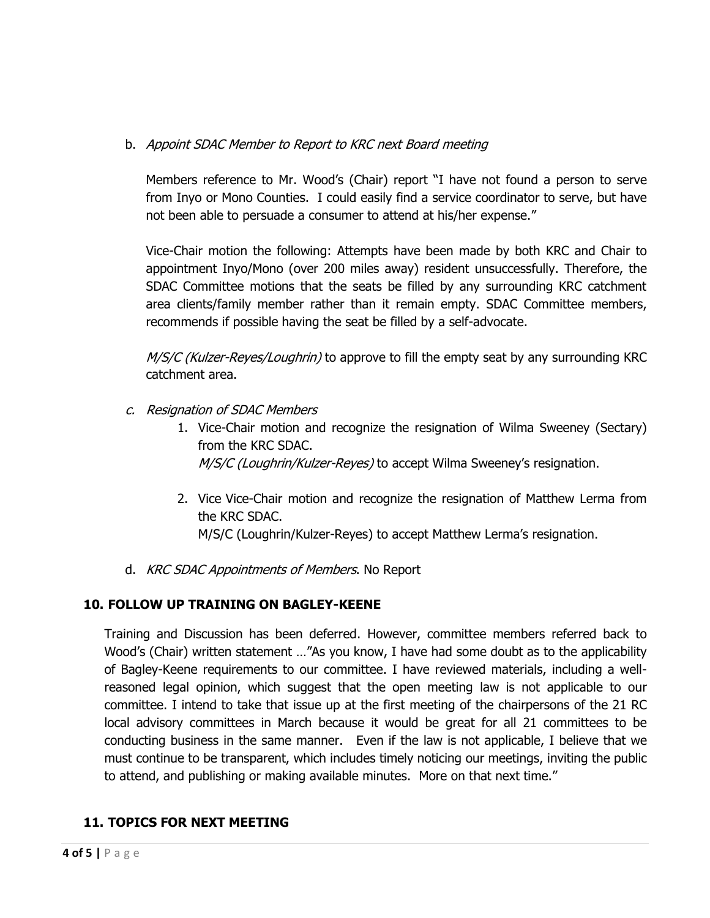b. *Appoint SDAC Member to Report to KRC next Board meeting*

   Members reference to Mr. Wood's (Chair) report "I have not found a person to serve from Inyo or Mono Counties. I could easily find a service coordinator to serve, but have not been able to persuade a consumer to attend at his/her expense."

   Vice-Chair motion the following: Attempts have been made by both KRC and Chair to appointment Inyo/Mono (over 200 miles away) resident unsuccessfully. Therefore, the SDAC Committee motions that the seats be filled by any surrounding KRC catchment area clients/family member rather than it remain empty. SDAC Committee members, recommends if possible having the seat be filled by a self-advocate.

   *M/S/C (Kulzer-Reyes/Loughrin)* to approve to fill the empty seat by any surrounding KRC catchment area.

c. *Resignation of SDAC Members*
   1. Vice-Chair motion and recognize the resignation of Wilma Sweeney (Sectary) from the KRC SDAC.
      *M/S/C (Loughrin/Kulzer-Reyes)* to accept Wilma Sweeney's resignation.

   2. Vice Vice-Chair motion and recognize the resignation of Matthew Lerma from the KRC SDAC.
      M/S/C (Loughrin/Kulzer-Reyes) to accept Matthew Lerma's resignation.

d. *KRC SDAC Appointments of Members*. No Report

## 10. FOLLOW UP TRAINING ON BAGLEY-KEENE

Training and Discussion has been deferred. However, committee members referred back to Wood's (Chair) written statement …"As you know, I have had some doubt as to the applicability of Bagley-Keene requirements to our committee. I have reviewed materials, including a well-reasoned legal opinion, which suggest that the open meeting law is not applicable to our committee. I intend to take that issue up at the first meeting of the chairpersons of the 21 RC local advisory committees in March because it would be great for all 21 committees to be conducting business in the same manner. Even if the law is not applicable, I believe that we must continue to be transparent, which includes timely noticing our meetings, inviting the public to attend, and publishing or making available minutes. More on that next time."

## 11. TOPICS FOR NEXT MEETING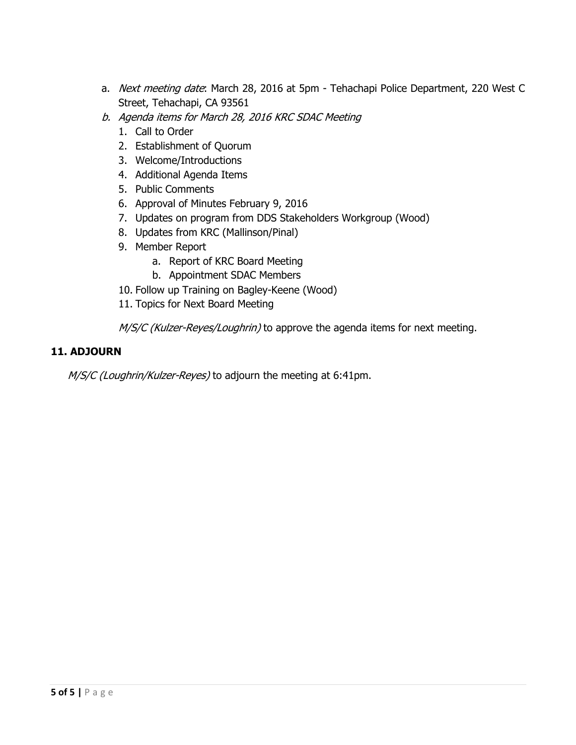a. *Next meeting date*: March 28, 2016 at 5pm - Tehachapi Police Department, 220 West C Street, Tehachapi, CA 93561

b. *Agenda items for March 28, 2016 KRC SDAC Meeting*
   1. Call to Order
   2. Establishment of Quorum
   3. Welcome/Introductions
   4. Additional Agenda Items
   5. Public Comments
   6. Approval of Minutes February 9, 2016
   7. Updates on program from DDS Stakeholders Workgroup (Wood)
   8. Updates from KRC (Mallinson/Pinal)
   9. Member Report
      a. Report of KRC Board Meeting
      b. Appointment SDAC Members
   10. Follow up Training on Bagley-Keene (Wood)
   11. Topics for Next Board Meeting

   *M/S/C (Kulzer-Reyes/Loughrin)* to approve the agenda items for next meeting.

**11. ADJOURN**

*M/S/C (Loughrin/Kulzer-Reyes)* to adjourn the meeting at 6:41pm.